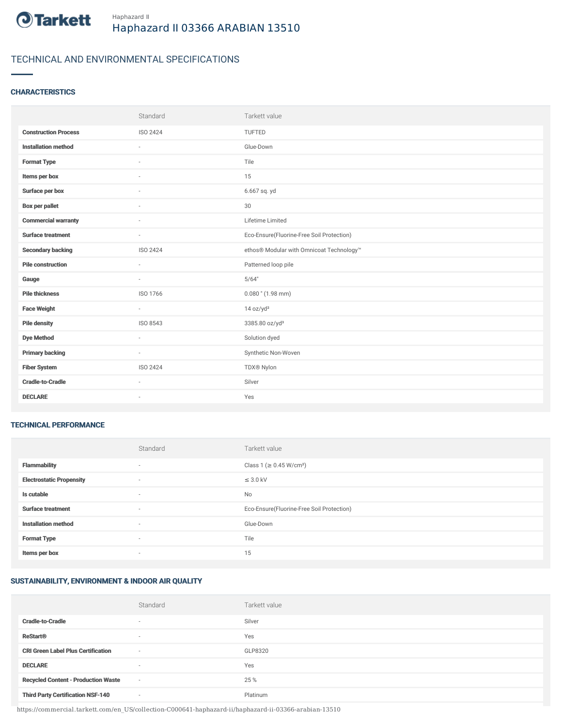Tarkett

Haphazard II

# Haphazard II 03366 ARABIAN 13510

## TECHNICAL AND ENVIRONMENTAL SPECIFICATIONS

### CHARACTERISTICS

| | Standard | Tarkett value |
|---|---|---|
| **Construction Process** | ISO 2424 | TUFTED |
| **Installation method** | - | Glue-Down |
| **Format Type** | - | Tile |
| **Items per box** | - | 15 |
| **Surface per box** | - | 6.667 sq. yd |
| **Box per pallet** | - | 30 |
| **Commercial warranty** | - | Lifetime Limited |
| **Surface treatment** | - | Eco-Ensure(Fluorine-Free Soil Protection) |
| **Secondary backing** | ISO 2424 | ethos® Modular with Omnicoat Technology™ |
| **Pile construction** | - | Patterned loop pile |
| **Gauge** | - | 5/64" |
| **Pile thickness** | ISO 1766 | 0.080 " (1.98 mm) |
| **Face Weight** | - | 14 oz/yd² |
| **Pile density** | ISO 8543 | 3385.80 oz/yd³ |
| **Dye Method** | - | Solution dyed |
| **Primary backing** | - | Synthetic Non-Woven |
| **Fiber System** | ISO 2424 | TDX® Nylon |
| **Cradle-to-Cradle** | - | Silver |
| **DECLARE** | - | Yes |

### TECHNICAL PERFORMANCE

| | Standard | Tarkett value |
|---|---|---|
| **Flammability** | - | Class 1 (≥ 0.45 W/cm²) |
| **Electrostatic Propensity** | - | ≤ 3.0 kV |
| **Is cutable** | - | No |
| **Surface treatment** | - | Eco-Ensure(Fluorine-Free Soil Protection) |
| **Installation method** | - | Glue-Down |
| **Format Type** | - | Tile |
| **Items per box** | - | 15 |

### SUSTAINABILITY, ENVIRONMENT & INDOOR AIR QUALITY

| | Standard | Tarkett value |
|---|---|---|
| **Cradle-to-Cradle** | - | Silver |
| **ReStart®** | - | Yes |
| **CRI Green Label Plus Certification** | - | GLP8320 |
| **DECLARE** | - | Yes |
| **Recycled Content - Production Waste** | - | 25 % |
| **Third Party Certification NSF-140** | - | Platinum |

https://commercial.tarkett.com/en_US/collection-C000641-haphazard-ii/haphazard-ii-03366-arabian-13510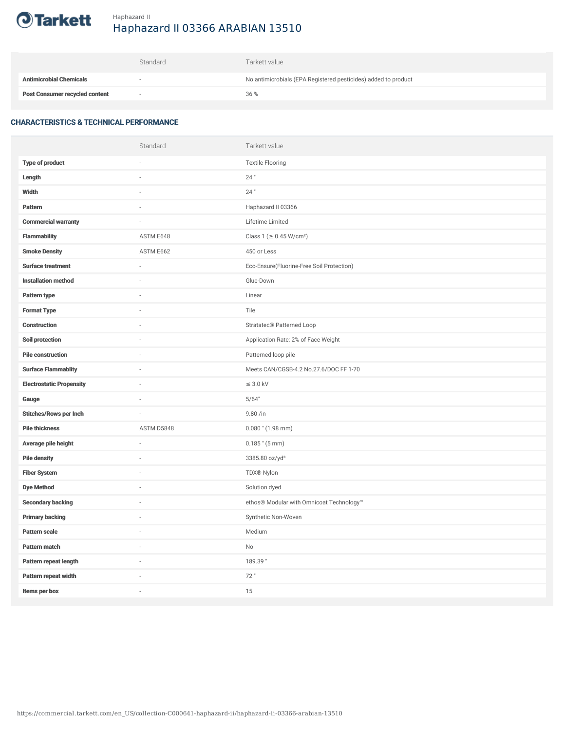Haphazard II

# Haphazard II 03366 ARABIAN 13510

| | Standard | Tarkett value |
|---|---|---|
| **Antimicrobial Chemicals** | - | No antimicrobials (EPA Registered pesticides) added to product |
| **Post Consumer recycled content** | - | 36 % |

## CHARACTERISTICS & TECHNICAL PERFORMANCE

| | Standard | Tarkett value |
|---|---|---|
| **Type of product** | - | Textile Flooring |
| **Length** | - | 24 " |
| **Width** | - | 24 " |
| **Pattern** | - | Haphazard II 03366 |
| **Commercial warranty** | - | Lifetime Limited |
| **Flammability** | ASTM E648 | Class 1 (≥ 0.45 W/cm²) |
| **Smoke Density** | ASTM E662 | 450 or Less |
| **Surface treatment** | - | Eco-Ensure(Fluorine-Free Soil Protection) |
| **Installation method** | - | Glue-Down |
| **Pattern type** | - | Linear |
| **Format Type** | - | Tile |
| **Construction** | - | Stratatec® Patterned Loop |
| **Soil protection** | - | Application Rate: 2% of Face Weight |
| **Pile construction** | - | Patterned loop pile |
| **Surface Flammablity** | - | Meets CAN/CGSB-4.2 No.27.6/DOC FF 1-70 |
| **Electrostatic Propensity** | - | ≤ 3.0 kV |
| **Gauge** | - | 5/64" |
| **Stitches/Rows per Inch** | - | 9.80 /in |
| **Pile thickness** | ASTM D5848 | 0.080 " (1.98 mm) |
| **Average pile height** | - | 0.185 " (5 mm) |
| **Pile density** | - | 3385.80 oz/yd³ |
| **Fiber System** | - | TDX® Nylon |
| **Dye Method** | - | Solution dyed |
| **Secondary backing** | - | ethos® Modular with Omnicoat Technology™ |
| **Primary backing** | - | Synthetic Non-Woven |
| **Pattern scale** | - | Medium |
| **Pattern match** | - | No |
| **Pattern repeat length** | - | 189.39 " |
| **Pattern repeat width** | - | 72 " |
| **Items per box** | - | 15 |